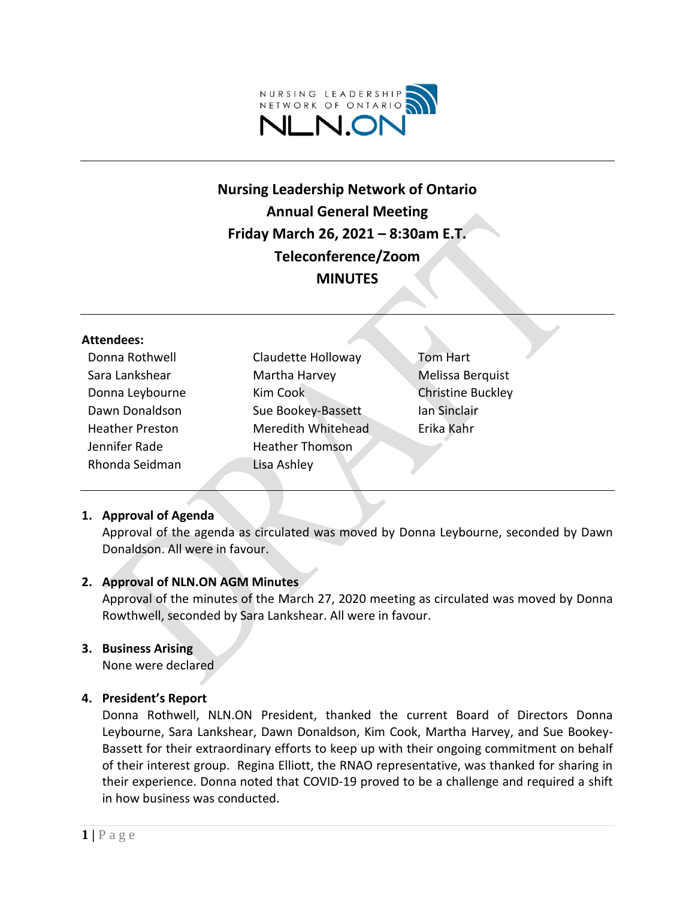NURSING LEADERSHIP NETWORK OF ONTARIO

NLN.ON

# Nursing Leadership Network of Ontario
## Annual General Meeting
## Friday March 26, 2021 – 8:30am E.T.
## Teleconference/Zoom
## MINUTES

**Attendees:**

| | | |
|---|---|---|
| Donna Rothwell | Claudette Holloway | Tom Hart |
| Sara Lankshear | Martha Harvey | Melissa Berquist |
| Donna Leybourne | Kim Cook | Christine Buckley |
| Dawn Donaldson | Sue Bookey-Bassett | Ian Sinclair |
| Heather Preston | Meredith Whitehead | Erika Kahr |
| Jennifer Rade | Heather Thomson | |
| Rhonda Seidman | Lisa Ashley | |

1. **Approval of Agenda**
   Approval of the agenda as circulated was moved by Donna Leybourne, seconded by Dawn Donaldson. All were in favour.

2. **Approval of NLN.ON AGM Minutes**
   Approval of the minutes of the March 27, 2020 meeting as circulated was moved by Donna Rowthwell, seconded by Sara Lankshear. All were in favour.

3. **Business Arising**
   None were declared

4. **President's Report**
   Donna Rothwell, NLN.ON President, thanked the current Board of Directors Donna Leybourne, Sara Lankshear, Dawn Donaldson, Kim Cook, Martha Harvey, and Sue Bookey-Bassett for their extraordinary efforts to keep up with their ongoing commitment on behalf of their interest group. Regina Elliott, the RNAO representative, was thanked for sharing in their experience. Donna noted that COVID-19 proved to be a challenge and required a shift in how business was conducted.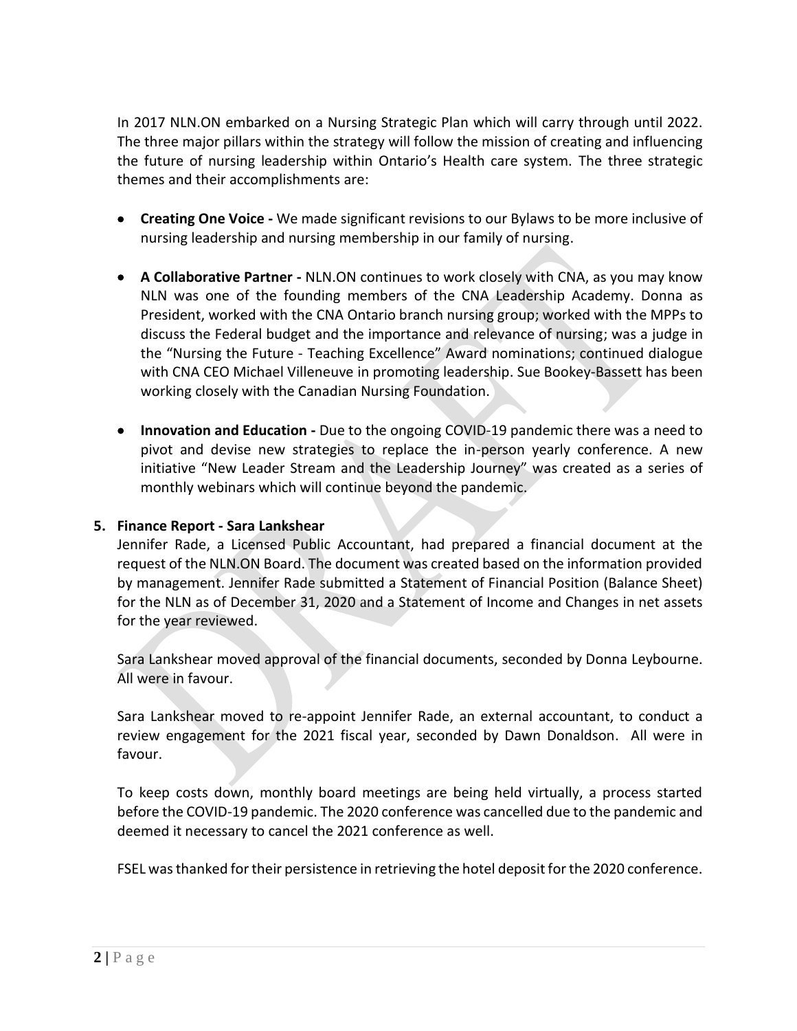In 2017 NLN.ON embarked on a Nursing Strategic Plan which will carry through until 2022. The three major pillars within the strategy will follow the mission of creating and influencing the future of nursing leadership within Ontario's Health care system. The three strategic themes and their accomplishments are:

- **Creating One Voice -** We made significant revisions to our Bylaws to be more inclusive of nursing leadership and nursing membership in our family of nursing.

- **A Collaborative Partner -** NLN.ON continues to work closely with CNA, as you may know NLN was one of the founding members of the CNA Leadership Academy. Donna as President, worked with the CNA Ontario branch nursing group; worked with the MPPs to discuss the Federal budget and the importance and relevance of nursing; was a judge in the "Nursing the Future - Teaching Excellence" Award nominations; continued dialogue with CNA CEO Michael Villeneuve in promoting leadership. Sue Bookey-Bassett has been working closely with the Canadian Nursing Foundation.

- **Innovation and Education -** Due to the ongoing COVID-19 pandemic there was a need to pivot and devise new strategies to replace the in-person yearly conference. A new initiative "New Leader Stream and the Leadership Journey" was created as a series of monthly webinars which will continue beyond the pandemic.

**5. Finance Report - Sara Lankshear**

Jennifer Rade, a Licensed Public Accountant, had prepared a financial document at the request of the NLN.ON Board. The document was created based on the information provided by management. Jennifer Rade submitted a Statement of Financial Position (Balance Sheet) for the NLN as of December 31, 2020 and a Statement of Income and Changes in net assets for the year reviewed.

Sara Lankshear moved approval of the financial documents, seconded by Donna Leybourne. All were in favour.

Sara Lankshear moved to re-appoint Jennifer Rade, an external accountant, to conduct a review engagement for the 2021 fiscal year, seconded by Dawn Donaldson. All were in favour.

To keep costs down, monthly board meetings are being held virtually, a process started before the COVID-19 pandemic. The 2020 conference was cancelled due to the pandemic and deemed it necessary to cancel the 2021 conference as well.

FSEL was thanked for their persistence in retrieving the hotel deposit for the 2020 conference.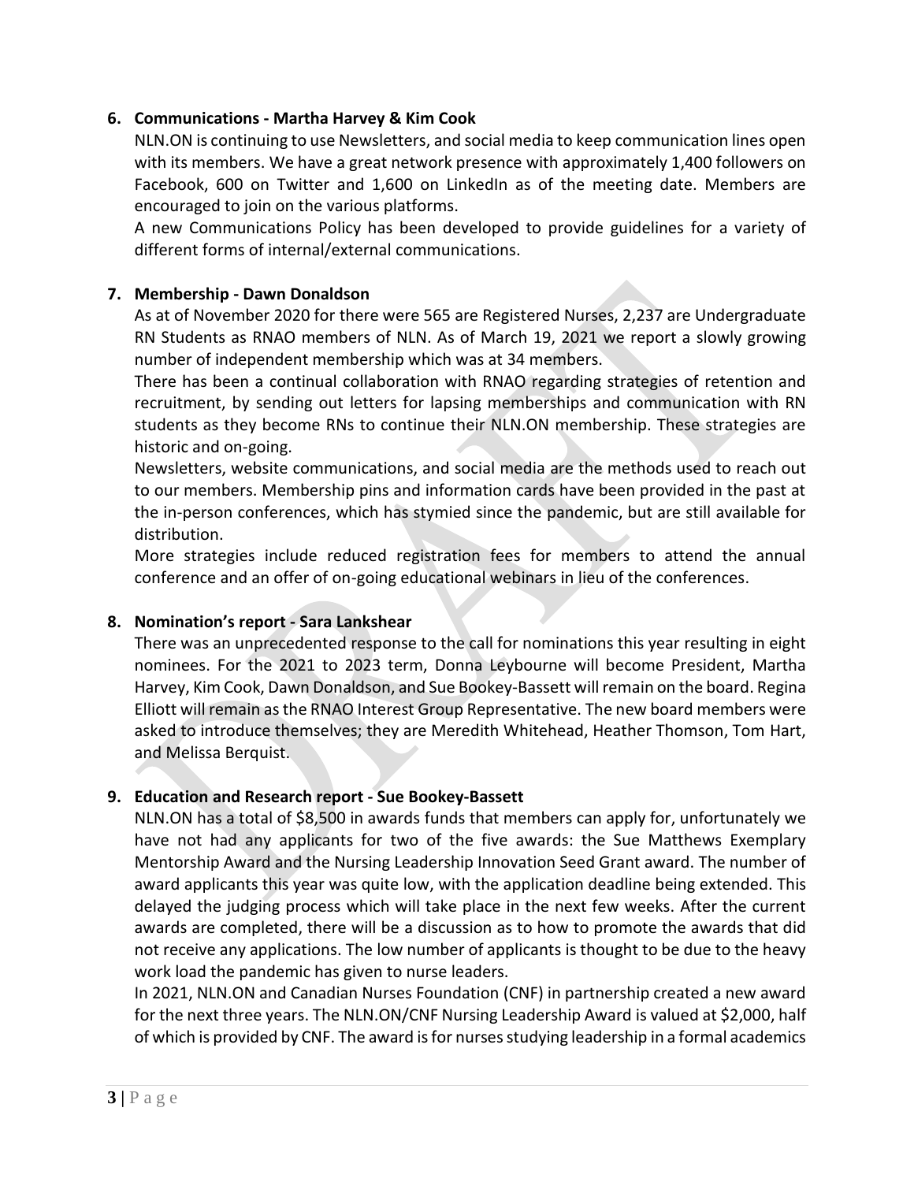## 6. Communications - Martha Harvey & Kim Cook

NLN.ON is continuing to use Newsletters, and social media to keep communication lines open with its members. We have a great network presence with approximately 1,400 followers on Facebook, 600 on Twitter and 1,600 on LinkedIn as of the meeting date. Members are encouraged to join on the various platforms.

A new Communications Policy has been developed to provide guidelines for a variety of different forms of internal/external communications.

## 7. Membership - Dawn Donaldson

As at of November 2020 for there were 565 are Registered Nurses, 2,237 are Undergraduate RN Students as RNAO members of NLN. As of March 19, 2021 we report a slowly growing number of independent membership which was at 34 members.

There has been a continual collaboration with RNAO regarding strategies of retention and recruitment, by sending out letters for lapsing memberships and communication with RN students as they become RNs to continue their NLN.ON membership. These strategies are historic and on-going.

Newsletters, website communications, and social media are the methods used to reach out to our members. Membership pins and information cards have been provided in the past at the in-person conferences, which has stymied since the pandemic, but are still available for distribution.

More strategies include reduced registration fees for members to attend the annual conference and an offer of on-going educational webinars in lieu of the conferences.

## 8. Nomination's report - Sara Lankshear

There was an unprecedented response to the call for nominations this year resulting in eight nominees. For the 2021 to 2023 term, Donna Leybourne will become President, Martha Harvey, Kim Cook, Dawn Donaldson, and Sue Bookey-Bassett will remain on the board. Regina Elliott will remain as the RNAO Interest Group Representative. The new board members were asked to introduce themselves; they are Meredith Whitehead, Heather Thomson, Tom Hart, and Melissa Berquist.

## 9. Education and Research report - Sue Bookey-Bassett

NLN.ON has a total of $8,500 in awards funds that members can apply for, unfortunately we have not had any applicants for two of the five awards: the Sue Matthews Exemplary Mentorship Award and the Nursing Leadership Innovation Seed Grant award. The number of award applicants this year was quite low, with the application deadline being extended. This delayed the judging process which will take place in the next few weeks. After the current awards are completed, there will be a discussion as to how to promote the awards that did not receive any applications. The low number of applicants is thought to be due to the heavy work load the pandemic has given to nurse leaders.

In 2021, NLN.ON and Canadian Nurses Foundation (CNF) in partnership created a new award for the next three years. The NLN.ON/CNF Nursing Leadership Award is valued at $2,000, half of which is provided by CNF. The award is for nurses studying leadership in a formal academics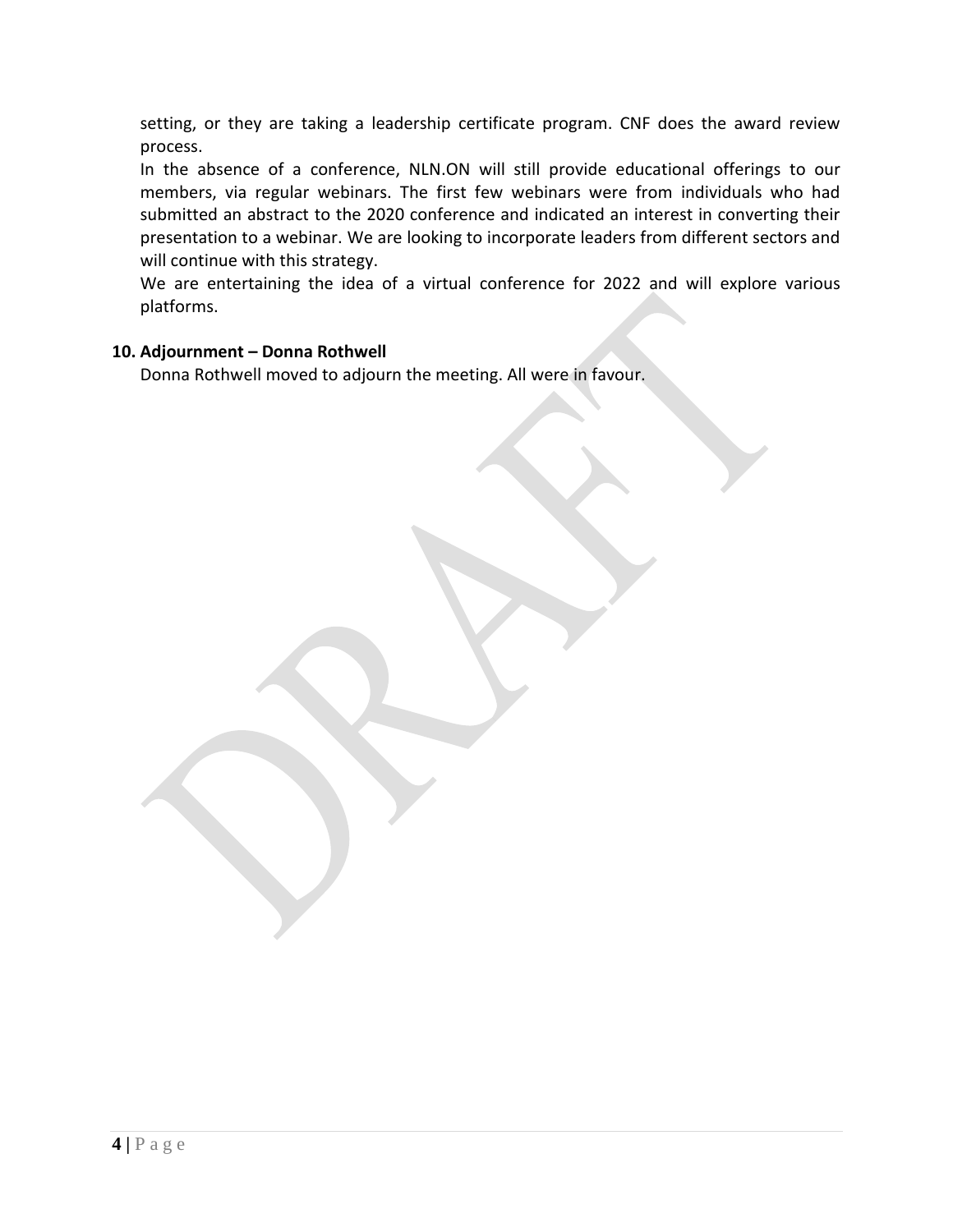setting, or they are taking a leadership certificate program. CNF does the award review process.

In the absence of a conference, NLN.ON will still provide educational offerings to our members, via regular webinars. The first few webinars were from individuals who had submitted an abstract to the 2020 conference and indicated an interest in converting their presentation to a webinar. We are looking to incorporate leaders from different sectors and will continue with this strategy.

We are entertaining the idea of a virtual conference for 2022 and will explore various platforms.

**10. Adjournment – Donna Rothwell**

Donna Rothwell moved to adjourn the meeting. All were in favour.